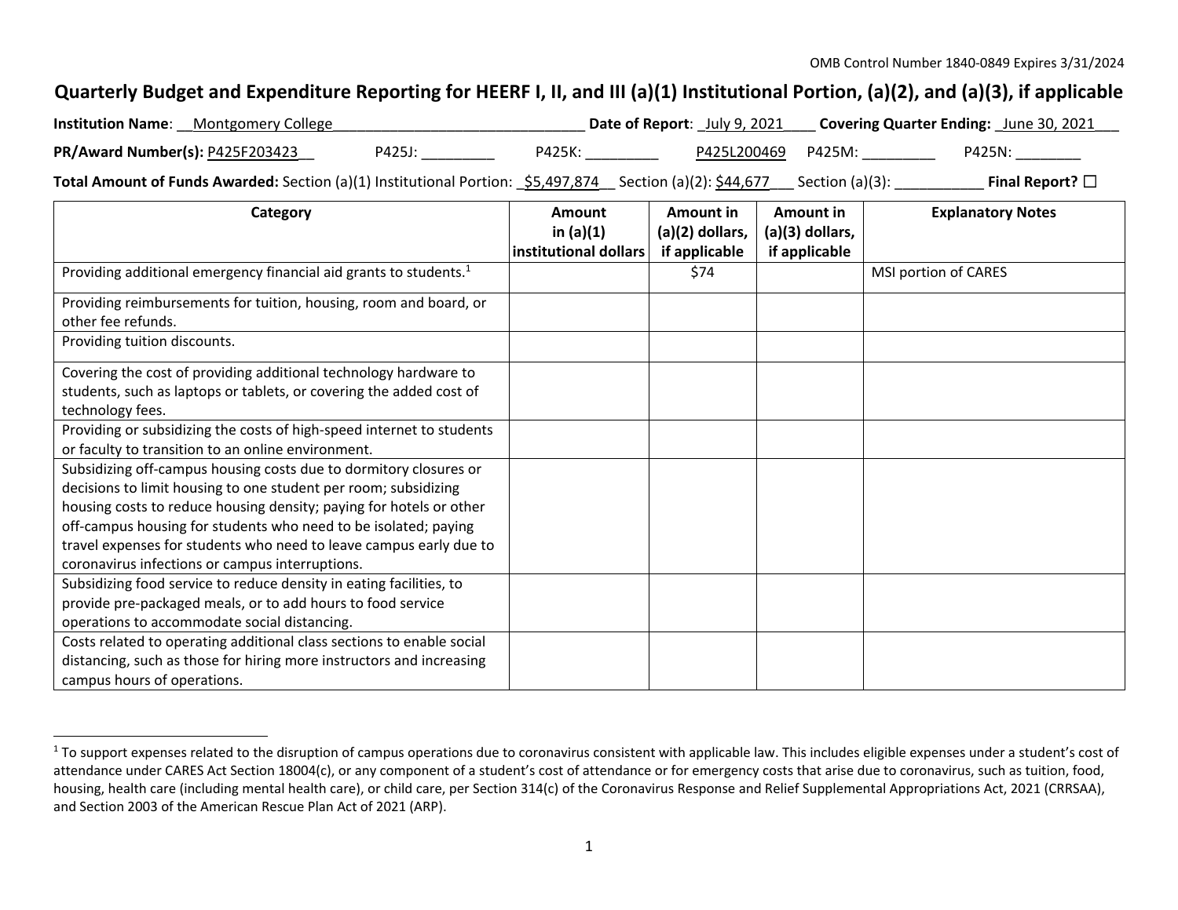OMB Control Number 1840-0849 Expires 3/31/2024

# Quarterly Budget and Expenditure Reporting for HEERF I, II, and III (a)(1) Institutional Portion, (a)(2), and (a)(3), if applicable

**Institution Name**: __Montgomery College________________________________ **Date of Report**: _July 9, 2021____ **Covering Quarter Ending:** _June 30, 2021___

**PR/Award Number(s):** P425F203423__ P425J: _________ P425K: _________ P425L200469 P425M: _________ P425N: ________

**Total Amount of Funds Awarded:** Section (a)(1) Institutional Portion: _$5,497,874__ Section (a)(2): $44,677___ Section (a)(3): ___________ **Final Report?** ☐

| Category | Amount in (a)(1) institutional dollars | Amount in (a)(2) dollars, if applicable | Amount in (a)(3) dollars, if applicable | Explanatory Notes |
|---|---|---|---|---|
| Providing additional emergency financial aid grants to students.[1] | | $74 | | MSI portion of CARES |
| Providing reimbursements for tuition, housing, room and board, or other fee refunds. | | | | |
| Providing tuition discounts. | | | | |
| Covering the cost of providing additional technology hardware to students, such as laptops or tablets, or covering the added cost of technology fees. | | | | |
| Providing or subsidizing the costs of high-speed internet to students or faculty to transition to an online environment. | | | | |
| Subsidizing off-campus housing costs due to dormitory closures or decisions to limit housing to one student per room; subsidizing housing costs to reduce housing density; paying for hotels or other off-campus housing for students who need to be isolated; paying travel expenses for students who need to leave campus early due to coronavirus infections or campus interruptions. | | | | |
| Subsidizing food service to reduce density in eating facilities, to provide pre-packaged meals, or to add hours to food service operations to accommodate social distancing. | | | | |
| Costs related to operating additional class sections to enable social distancing, such as those for hiring more instructors and increasing campus hours of operations. | | | | |

[1] To support expenses related to the disruption of campus operations due to coronavirus consistent with applicable law. This includes eligible expenses under a student's cost of attendance under CARES Act Section 18004(c), or any component of a student's cost of attendance or for emergency costs that arise due to coronavirus, such as tuition, food, housing, health care (including mental health care), or child care, per Section 314(c) of the Coronavirus Response and Relief Supplemental Appropriations Act, 2021 (CRRSAA), and Section 2003 of the American Rescue Plan Act of 2021 (ARP).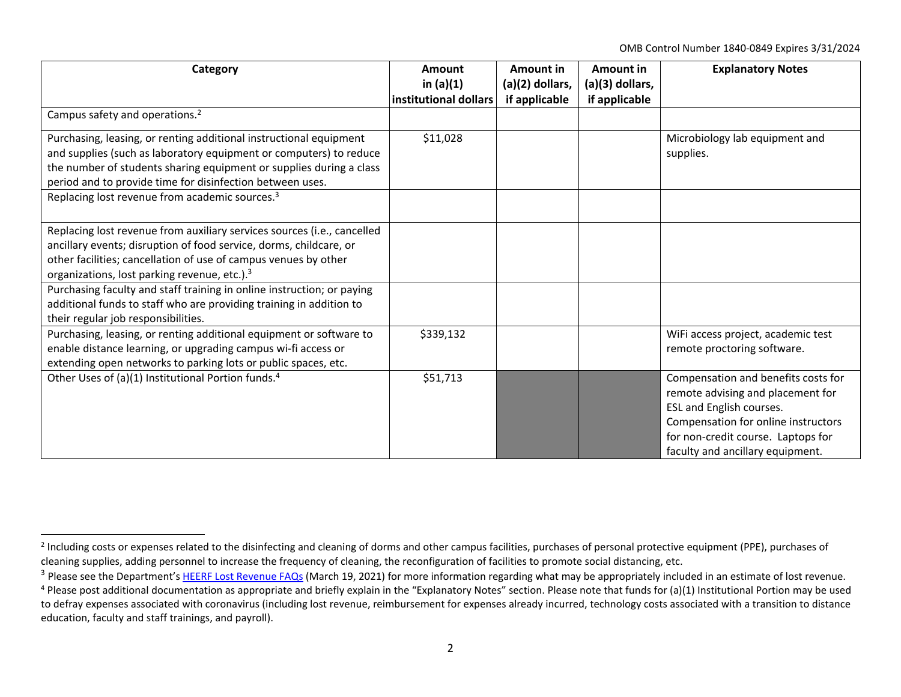| Category | Amount in (a)(1) institutional dollars | Amount in (a)(2) dollars, if applicable | Amount in (a)(3) dollars, if applicable | Explanatory Notes |
|---|---|---|---|---|
| Campus safety and operations.[2] | | | | |
| Purchasing, leasing, or renting additional instructional equipment and supplies (such as laboratory equipment or computers) to reduce the number of students sharing equipment or supplies during a class period and to provide time for disinfection between uses. | $11,028 | | | Microbiology lab equipment and supplies. |
| Replacing lost revenue from academic sources.[3] | | | | |
| Replacing lost revenue from auxiliary services sources (i.e., cancelled ancillary events; disruption of food service, dorms, childcare, or other facilities; cancellation of use of campus venues by other organizations, lost parking revenue, etc.).[3] | | | | |
| Purchasing faculty and staff training in online instruction; or paying additional funds to staff who are providing training in addition to their regular job responsibilities. | | | | |
| Purchasing, leasing, or renting additional equipment or software to enable distance learning, or upgrading campus wi-fi access or extending open networks to parking lots or public spaces, etc. | $339,132 | | | WiFi access project, academic test remote proctoring software. |
| Other Uses of (a)(1) Institutional Portion funds.[4] | $51,713 | | | Compensation and benefits costs for remote advising and placement for ESL and English courses. Compensation for online instructors for non-credit course. Laptops for faculty and ancillary equipment. |

[2] Including costs or expenses related to the disinfecting and cleaning of dorms and other campus facilities, purchases of personal protective equipment (PPE), purchases of cleaning supplies, adding personnel to increase the frequency of cleaning, the reconfiguration of facilities to promote social distancing, etc.

[3] Please see the Department's HEERF Lost Revenue FAQs (March 19, 2021) for more information regarding what may be appropriately included in an estimate of lost revenue.

[4] Please post additional documentation as appropriate and briefly explain in the "Explanatory Notes" section. Please note that funds for (a)(1) Institutional Portion may be used to defray expenses associated with coronavirus (including lost revenue, reimbursement for expenses already incurred, technology costs associated with a transition to distance education, faculty and staff trainings, and payroll).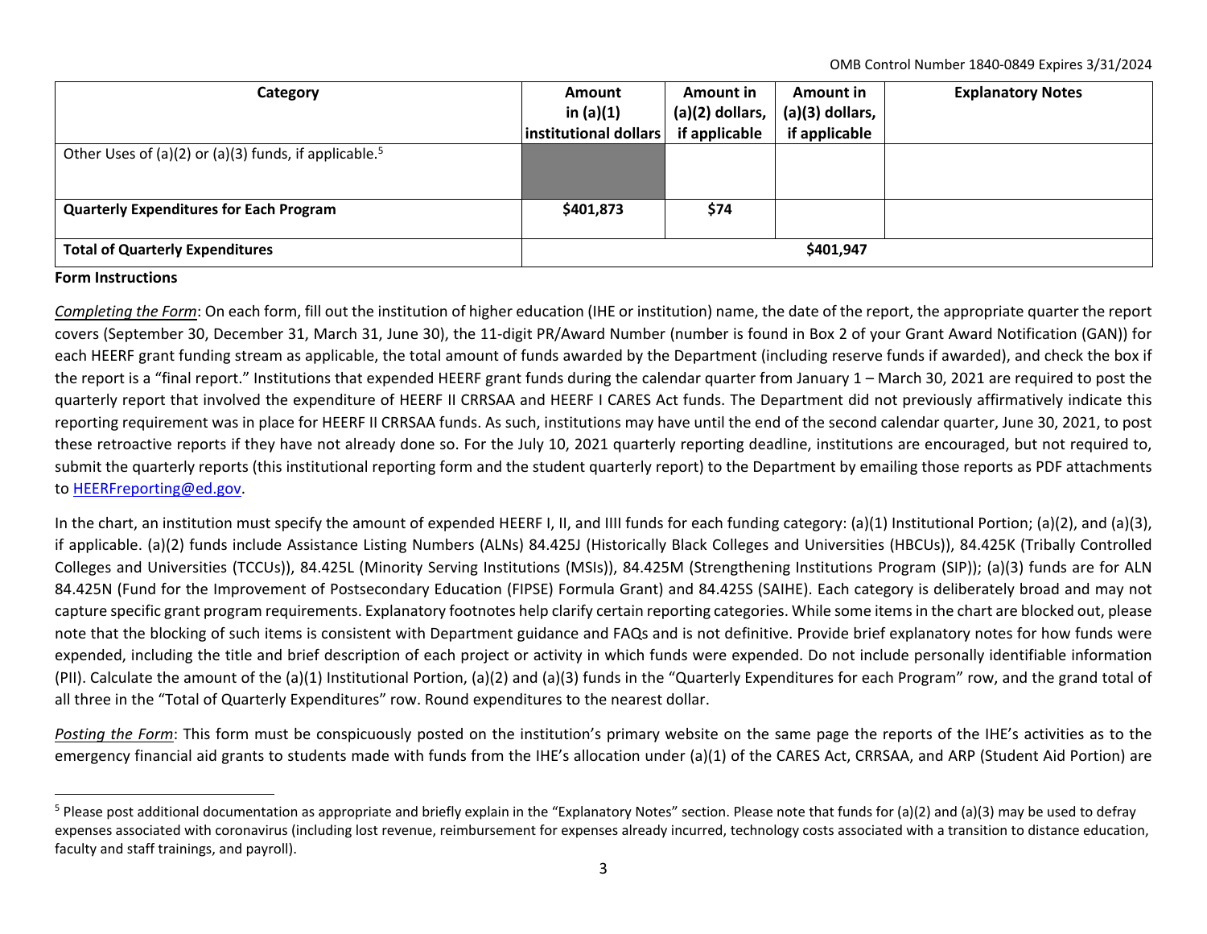OMB Control Number 1840-0849 Expires 3/31/2024

| Category | Amount in (a)(1) institutional dollars | Amount in (a)(2) dollars, if applicable | Amount in (a)(3) dollars, if applicable | Explanatory Notes |
|---|---|---|---|---|
| Other Uses of (a)(2) or (a)(3) funds, if applicable.[5] | | | | |
| **Quarterly Expenditures for Each Program** | **$401,873** | **$74** | | |
| **Total of Quarterly Expenditures** | **$401,947** | | | |

**Form Instructions**

*Completing the Form*: On each form, fill out the institution of higher education (IHE or institution) name, the date of the report, the appropriate quarter the report covers (September 30, December 31, March 31, June 30), the 11-digit PR/Award Number (number is found in Box 2 of your Grant Award Notification (GAN)) for each HEERF grant funding stream as applicable, the total amount of funds awarded by the Department (including reserve funds if awarded), and check the box if the report is a "final report." Institutions that expended HEERF grant funds during the calendar quarter from January 1 – March 30, 2021 are required to post the quarterly report that involved the expenditure of HEERF II CRRSAA and HEERF I CARES Act funds. The Department did not previously affirmatively indicate this reporting requirement was in place for HEERF II CRRSAA funds. As such, institutions may have until the end of the second calendar quarter, June 30, 2021, to post these retroactive reports if they have not already done so. For the July 10, 2021 quarterly reporting deadline, institutions are encouraged, but not required to, submit the quarterly reports (this institutional reporting form and the student quarterly report) to the Department by emailing those reports as PDF attachments to HEERFreporting@ed.gov.

In the chart, an institution must specify the amount of expended HEERF I, II, and IIII funds for each funding category: (a)(1) Institutional Portion; (a)(2), and (a)(3), if applicable. (a)(2) funds include Assistance Listing Numbers (ALNs) 84.425J (Historically Black Colleges and Universities (HBCUs)), 84.425K (Tribally Controlled Colleges and Universities (TCCUs)), 84.425L (Minority Serving Institutions (MSIs)), 84.425M (Strengthening Institutions Program (SIP)); (a)(3) funds are for ALN 84.425N (Fund for the Improvement of Postsecondary Education (FIPSE) Formula Grant) and 84.425S (SAIHE). Each category is deliberately broad and may not capture specific grant program requirements. Explanatory footnotes help clarify certain reporting categories. While some items in the chart are blocked out, please note that the blocking of such items is consistent with Department guidance and FAQs and is not definitive. Provide brief explanatory notes for how funds were expended, including the title and brief description of each project or activity in which funds were expended. Do not include personally identifiable information (PII). Calculate the amount of the (a)(1) Institutional Portion, (a)(2) and (a)(3) funds in the "Quarterly Expenditures for each Program" row, and the grand total of all three in the "Total of Quarterly Expenditures" row. Round expenditures to the nearest dollar.

*Posting the Form*: This form must be conspicuously posted on the institution's primary website on the same page the reports of the IHE's activities as to the emergency financial aid grants to students made with funds from the IHE's allocation under (a)(1) of the CARES Act, CRRSAA, and ARP (Student Aid Portion) are

[5] Please post additional documentation as appropriate and briefly explain in the "Explanatory Notes" section. Please note that funds for (a)(2) and (a)(3) may be used to defray expenses associated with coronavirus (including lost revenue, reimbursement for expenses already incurred, technology costs associated with a transition to distance education, faculty and staff trainings, and payroll).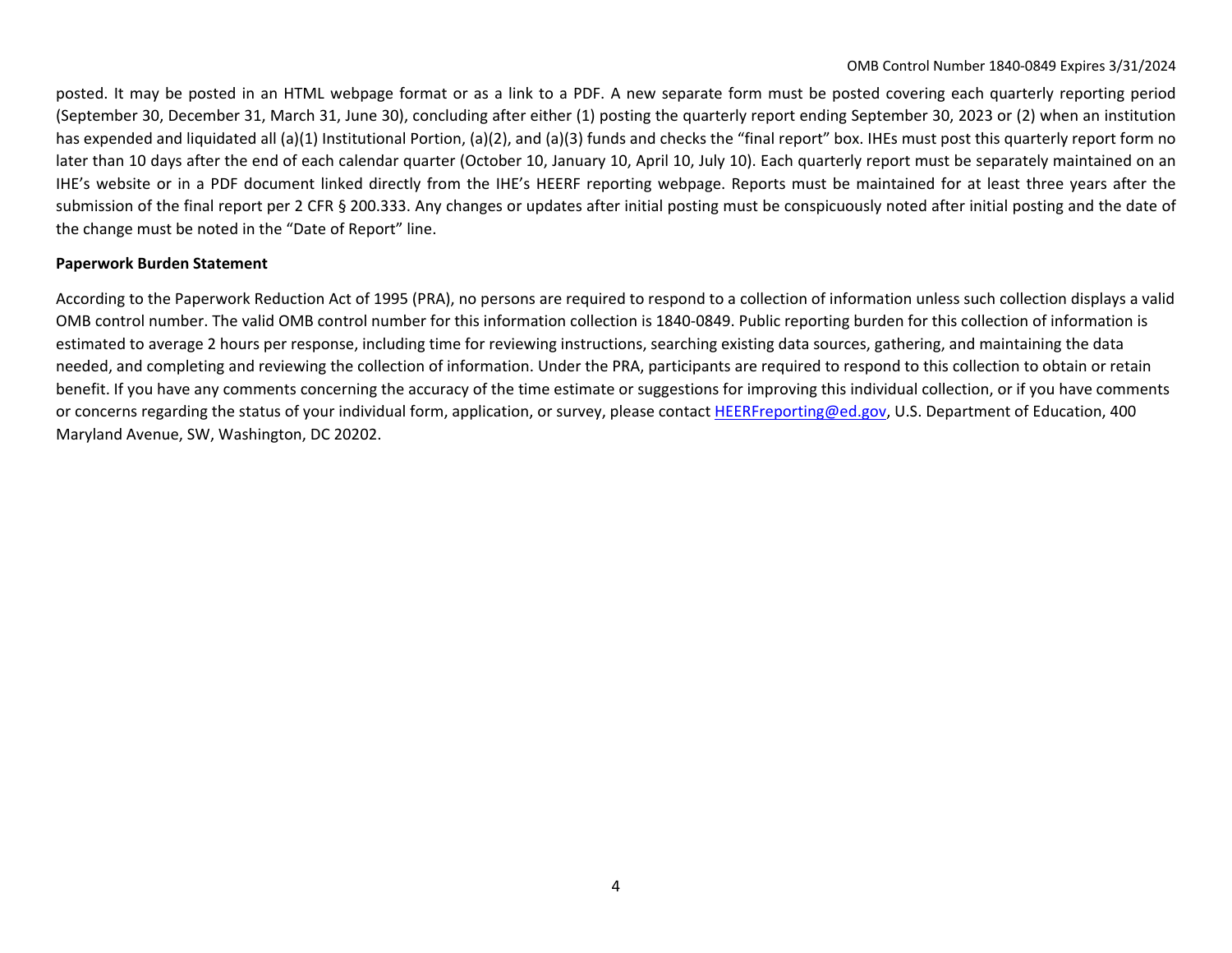posted. It may be posted in an HTML webpage format or as a link to a PDF. A new separate form must be posted covering each quarterly reporting period (September 30, December 31, March 31, June 30), concluding after either (1) posting the quarterly report ending September 30, 2023 or (2) when an institution has expended and liquidated all (a)(1) Institutional Portion, (a)(2), and (a)(3) funds and checks the "final report" box. IHEs must post this quarterly report form no later than 10 days after the end of each calendar quarter (October 10, January 10, April 10, July 10). Each quarterly report must be separately maintained on an IHE's website or in a PDF document linked directly from the IHE's HEERF reporting webpage. Reports must be maintained for at least three years after the submission of the final report per 2 CFR § 200.333. Any changes or updates after initial posting must be conspicuously noted after initial posting and the date of the change must be noted in the "Date of Report" line.

**Paperwork Burden Statement**

According to the Paperwork Reduction Act of 1995 (PRA), no persons are required to respond to a collection of information unless such collection displays a valid OMB control number. The valid OMB control number for this information collection is 1840-0849. Public reporting burden for this collection of information is estimated to average 2 hours per response, including time for reviewing instructions, searching existing data sources, gathering, and maintaining the data needed, and completing and reviewing the collection of information. Under the PRA, participants are required to respond to this collection to obtain or retain benefit. If you have any comments concerning the accuracy of the time estimate or suggestions for improving this individual collection, or if you have comments or concerns regarding the status of your individual form, application, or survey, please contact HEERFreporting@ed.gov, U.S. Department of Education, 400 Maryland Avenue, SW, Washington, DC 20202.